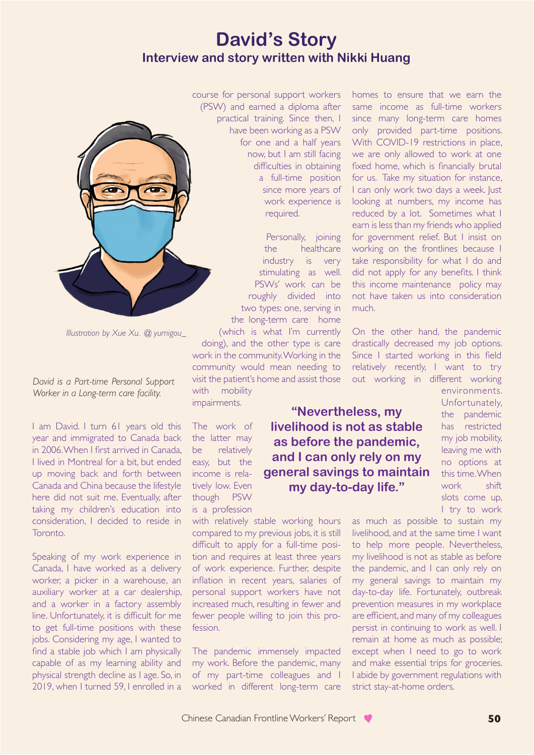# David's Story

## Interview and story written with Nikki Huang

*Illustration by Xue Xu. @ yumigou_*

*David is a Part-time Personal Support Worker in a Long-term care facility.*

I am David. I turn 61 years old this year and immigrated to Canada back in 2006. When I first arrived in Canada, I lived in Montreal for a bit, but ended up moving back and forth between Canada and China because the lifestyle here did not suit me. Eventually, after taking my children's education into consideration, I decided to reside in Toronto.

Speaking of my work experience in Canada, I have worked as a delivery worker, a picker in a warehouse, an auxiliary worker at a car dealership, and a worker in a factory assembly line. Unfortunately, it is difficult for me to get full-time positions with these jobs. Considering my age, I wanted to find a stable job which I am physically capable of as my learning ability and physical strength decline as I age. So, in 2019, when I turned 59, I enrolled in a course for personal support workers (PSW) and earned a diploma after practical training. Since then, I have been working as a PSW for one and a half years now, but I am still facing difficulties in obtaining a full-time position since more years of work experience is required.

Personally, joining the healthcare industry is very stimulating as well. PSWs' work can be roughly divided into two types: one, serving in the long-term care home (which is what I'm currently doing), and the other type is care work in the community. Working in the community would mean needing to visit the patient's home and assist those with mobility impairments.

The work of the latter may be relatively easy, but the income is relatively low. Even though PSW is a profession with relatively stable working hours compared to my previous jobs, it is still difficult to apply for a full-time position and requires at least three years of work experience. Further, despite inflation in recent years, salaries of personal support workers have not increased much, resulting in fewer and fewer people willing to join this profession.

The pandemic immensely impacted my work. Before the pandemic, many of my part-time colleagues and I worked in different long-term care homes to ensure that we earn the same income as full-time workers since many long-term care homes only provided part-time positions. With COVID-19 restrictions in place, we are only allowed to work at one fixed home, which is financially brutal for us. Take my situation for instance, I can only work two days a week. Just looking at numbers, my income has reduced by a lot. Sometimes what I earn is less than my friends who applied for government relief. But I insist on working on the frontlines because I take responsibility for what I do and did not apply for any benefits. I think this income maintenance policy may not have taken us into consideration much.

On the other hand, the pandemic drastically decreased my job options. Since I started working in this field relatively recently, I want to try out working in different working environments. Unfortunately, the pandemic has restricted my job mobility, leaving me with no options at this time. When work shift slots come up, I try to work as much as possible to sustain my livelihood, and at the same time I want to help more people. Nevertheless, my livelihood is not as stable as before the pandemic, and I can only rely on my general savings to maintain my day-to-day life. Fortunately, outbreak prevention measures in my workplace are efficient, and many of my colleagues persist in continuing to work as well. I remain at home as much as possible; except when I need to go to work and make essential trips for groceries. I abide by government regulations with strict stay-at-home orders.

> **"Nevertheless, my livelihood is not as stable as before the pandemic, and I can only rely on my general savings to maintain my day-to-day life."**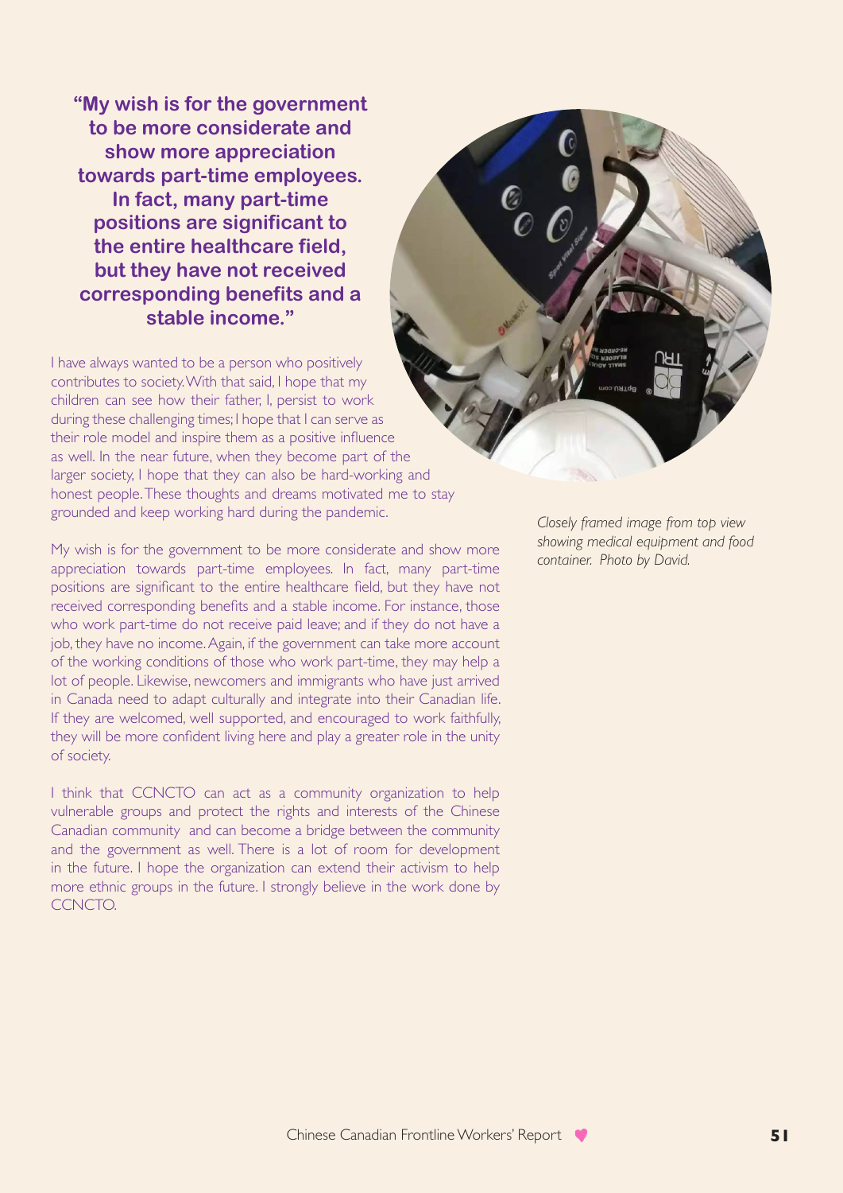**"My wish is for the government to be more considerate and show more appreciation towards part-time employees. In fact, many part-time positions are significant to the entire healthcare field, but they have not received corresponding benefits and a stable income."**

I have always wanted to be a person who positively contributes to society. With that said, I hope that my children can see how their father, I, persist to work during these challenging times; I hope that I can serve as their role model and inspire them as a positive influence as well. In the near future, when they become part of the larger society, I hope that they can also be hard-working and honest people. These thoughts and dreams motivated me to stay grounded and keep working hard during the pandemic.

*Closely framed image from top view showing medical equipment and food container. Photo by David.*

My wish is for the government to be more considerate and show more appreciation towards part-time employees. In fact, many part-time positions are significant to the entire healthcare field, but they have not received corresponding benefits and a stable income. For instance, those who work part-time do not receive paid leave; and if they do not have a job, they have no income. Again, if the government can take more account of the working conditions of those who work part-time, they may help a lot of people. Likewise, newcomers and immigrants who have just arrived in Canada need to adapt culturally and integrate into their Canadian life. If they are welcomed, well supported, and encouraged to work faithfully, they will be more confident living here and play a greater role in the unity of society.

I think that CCNCTO can act as a community organization to help vulnerable groups and protect the rights and interests of the Chinese Canadian community and can become a bridge between the community and the government as well. There is a lot of room for development in the future. I hope the organization can extend their activism to help more ethnic groups in the future. I strongly believe in the work done by CCNCTO.